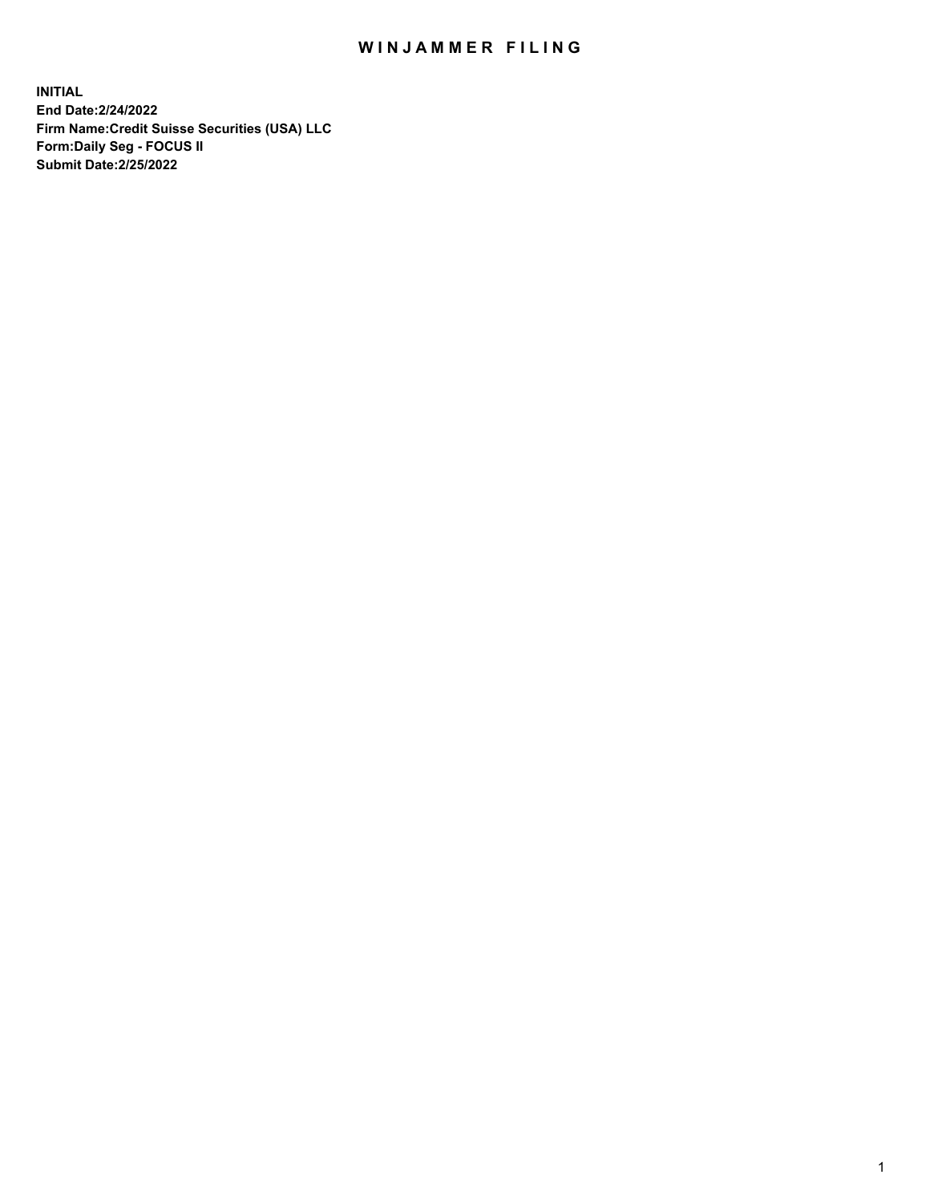# WINJAMMER FILING

**INITIAL**
**End Date:2/24/2022**
**Firm Name:Credit Suisse Securities (USA) LLC**
**Form:Daily Seg - FOCUS II**
**Submit Date:2/25/2022**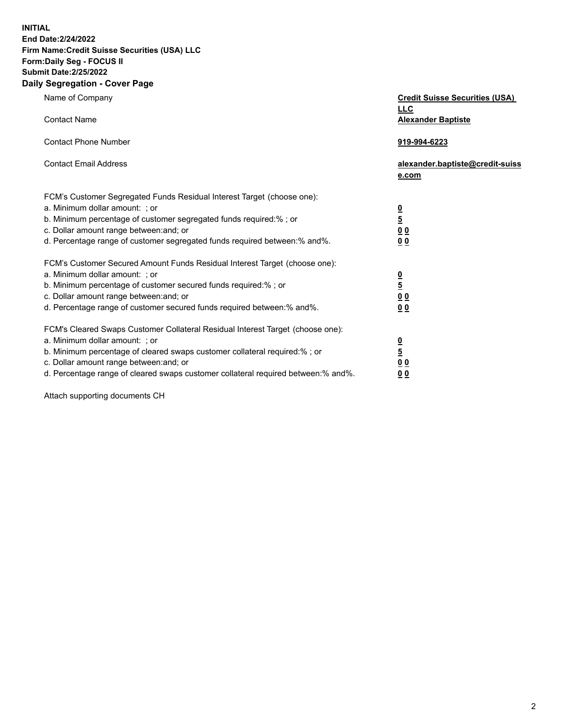**INITIAL**
**End Date:2/24/2022**
**Firm Name:Credit Suisse Securities (USA) LLC**
**Form:Daily Seg - FOCUS II**
**Submit Date:2/25/2022**

## Daily Segregation - Cover Page

| | |
|---|---|
| Name of Company | **Credit Suisse Securities (USA) LLC** |
| Contact Name | **Alexander Baptiste** |
| Contact Phone Number | **919-994-6223** |
| Contact Email Address | **alexander.baptiste@credit-suisse.com** |

| | |
|---|---|
| FCM's Customer Segregated Funds Residual Interest Target (choose one): | |
| a. Minimum dollar amount: ; or | **0** |
| b. Minimum percentage of customer segregated funds required:% ; or | **5** |
| c. Dollar amount range between:and; or | **0 0** |
| d. Percentage range of customer segregated funds required between:% and%. | **0 0** |
| FCM's Customer Secured Amount Funds Residual Interest Target (choose one): | |
| a. Minimum dollar amount: ; or | **0** |
| b. Minimum percentage of customer secured funds required:% ; or | **5** |
| c. Dollar amount range between:and; or | **0 0** |
| d. Percentage range of customer secured funds required between:% and%. | **0 0** |
| FCM's Cleared Swaps Customer Collateral Residual Interest Target (choose one): | |
| a. Minimum dollar amount: ; or | **0** |
| b. Minimum percentage of cleared swaps customer collateral required:% ; or | **5** |
| c. Dollar amount range between:and; or | **0 0** |
| d. Percentage range of cleared swaps customer collateral required between:% and%. | **0 0** |

Attach supporting documents CH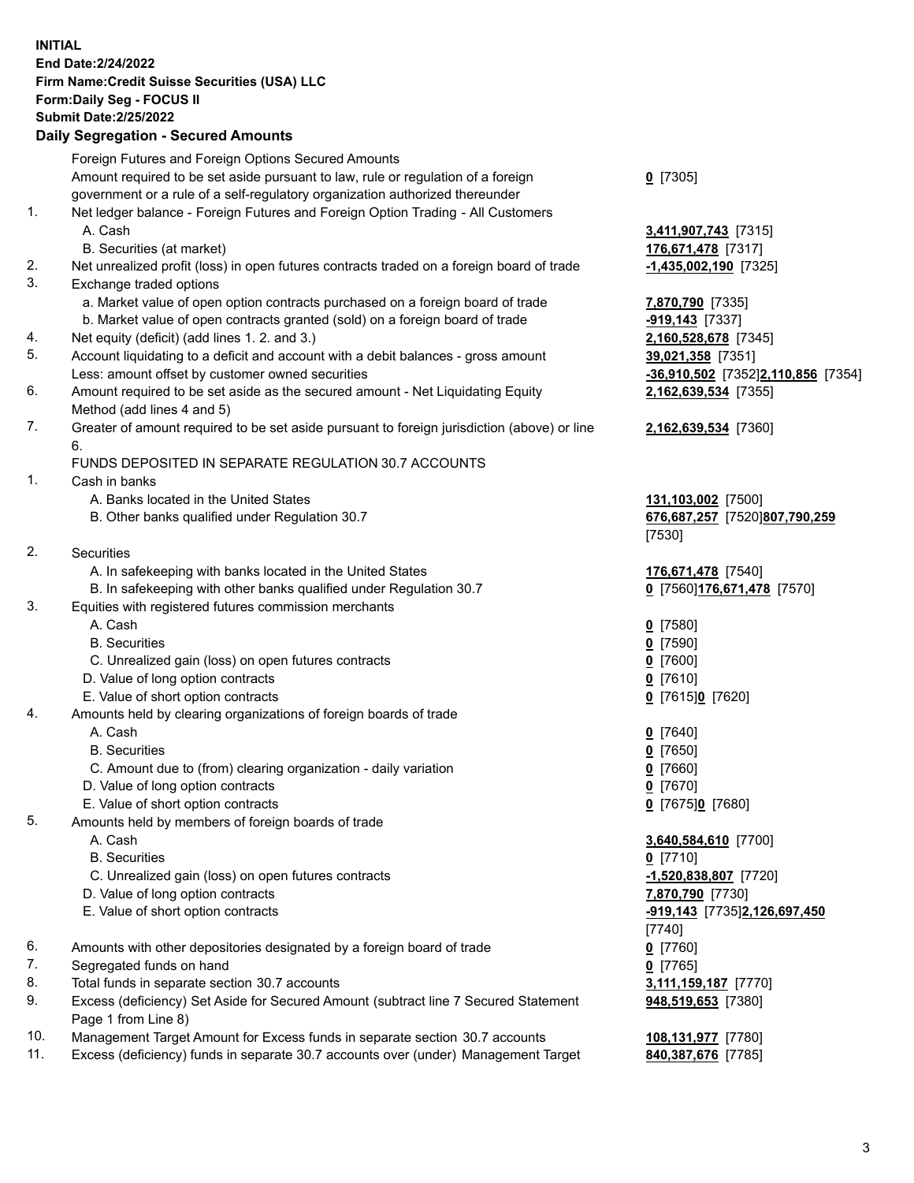**INITIAL**
**End Date:2/24/2022**
**Firm Name:Credit Suisse Securities (USA) LLC**
**Form:Daily Seg - FOCUS II**
**Submit Date:2/25/2022**

## Daily Segregation - Secured Amounts

| | | |
|---|---|---|
| | Foreign Futures and Foreign Options Secured Amounts | |
| | Amount required to be set aside pursuant to law, rule or regulation of a foreign government or a rule of a self-regulatory organization authorized thereunder | **0** [7305] |
| 1. | Net ledger balance - Foreign Futures and Foreign Option Trading - All Customers | |
| | A. Cash | **3,411,907,743** [7315] |
| | B. Securities (at market) | **176,671,478** [7317] |
| 2. | Net unrealized profit (loss) in open futures contracts traded on a foreign board of trade | **-1,435,002,190** [7325] |
| 3. | Exchange traded options | |
| | a. Market value of open option contracts purchased on a foreign board of trade | **7,870,790** [7335] |
| | b. Market value of open contracts granted (sold) on a foreign board of trade | **-919,143** [7337] |
| 4. | Net equity (deficit) (add lines 1. 2. and 3.) | **2,160,528,678** [7345] |
| 5. | Account liquidating to a deficit and account with a debit balances - gross amount | **39,021,358** [7351] |
| | Less: amount offset by customer owned securities | **-36,910,502** [7352]**2,110,856** [7354] |
| 6. | Amount required to be set aside as the secured amount - Net Liquidating Equity Method (add lines 4 and 5) | **2,162,639,534** [7355] |
| 7. | Greater of amount required to be set aside pursuant to foreign jurisdiction (above) or line 6. | **2,162,639,534** [7360] |
| | FUNDS DEPOSITED IN SEPARATE REGULATION 30.7 ACCOUNTS | |
| 1. | Cash in banks | |
| | A. Banks located in the United States | **131,103,002** [7500] |
| | B. Other banks qualified under Regulation 30.7 | **676,687,257** [7520]**807,790,259** [7530] |
| 2. | Securities | |
| | A. In safekeeping with banks located in the United States | **176,671,478** [7540] |
| | B. In safekeeping with other banks qualified under Regulation 30.7 | **0** [7560]**176,671,478** [7570] |
| 3. | Equities with registered futures commission merchants | |
| | A. Cash | **0** [7580] |
| | B. Securities | **0** [7590] |
| | C. Unrealized gain (loss) on open futures contracts | **0** [7600] |
| | D. Value of long option contracts | **0** [7610] |
| | E. Value of short option contracts | **0** [7615]**0** [7620] |
| 4. | Amounts held by clearing organizations of foreign boards of trade | |
| | A. Cash | **0** [7640] |
| | B. Securities | **0** [7650] |
| | C. Amount due to (from) clearing organization - daily variation | **0** [7660] |
| | D. Value of long option contracts | **0** [7670] |
| | E. Value of short option contracts | **0** [7675]**0** [7680] |
| 5. | Amounts held by members of foreign boards of trade | |
| | A. Cash | **3,640,584,610** [7700] |
| | B. Securities | **0** [7710] |
| | C. Unrealized gain (loss) on open futures contracts | **-1,520,838,807** [7720] |
| | D. Value of long option contracts | **7,870,790** [7730] |
| | E. Value of short option contracts | **-919,143** [7735]**2,126,697,450** [7740] |
| 6. | Amounts with other depositories designated by a foreign board of trade | **0** [7760] |
| 7. | Segregated funds on hand | **0** [7765] |
| 8. | Total funds in separate section 30.7 accounts | **3,111,159,187** [7770] |
| 9. | Excess (deficiency) Set Aside for Secured Amount (subtract line 7 Secured Statement Page 1 from Line 8) | **948,519,653** [7380] |
| 10. | Management Target Amount for Excess funds in separate section 30.7 accounts | **108,131,977** [7780] |
| 11. | Excess (deficiency) funds in separate 30.7 accounts over (under) Management Target | **840,387,676** [7785] |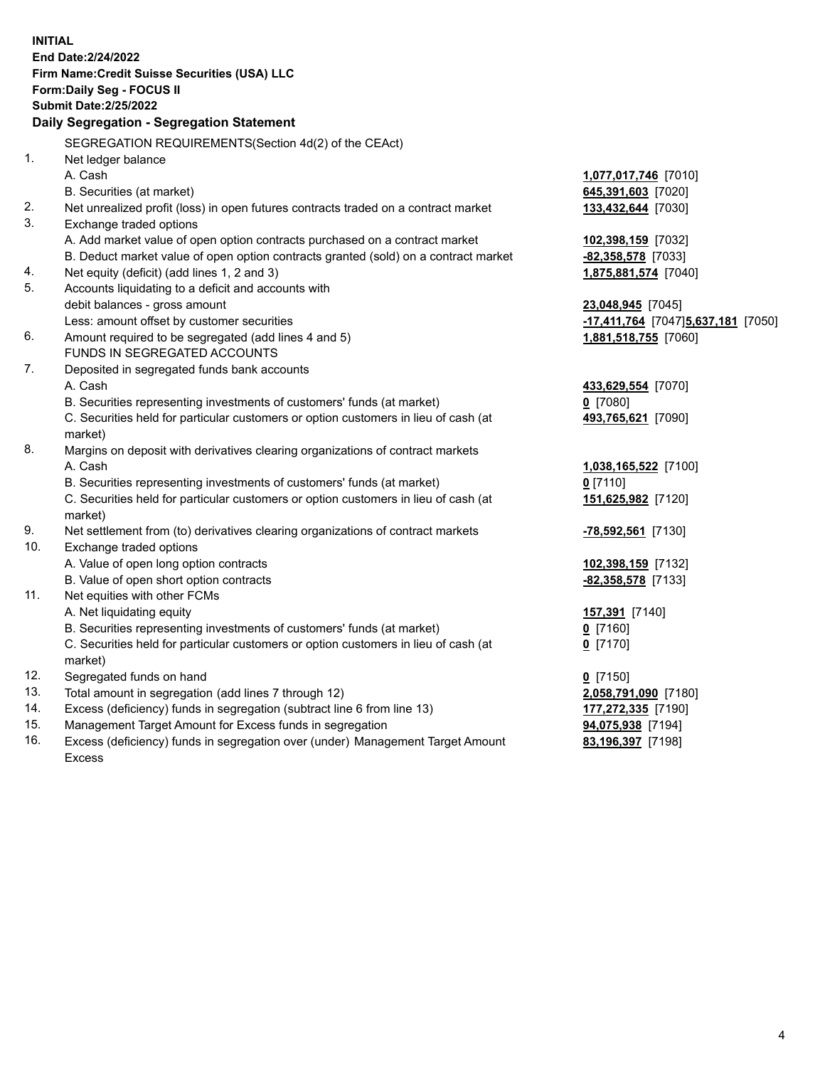**INITIAL**
**End Date:2/24/2022**
**Firm Name:Credit Suisse Securities (USA) LLC**
**Form:Daily Seg - FOCUS II**
**Submit Date:2/25/2022**

### Daily Segregation - Segregation Statement

SEGREGATION REQUIREMENTS(Section 4d(2) of the CEAct)

| | | |
|---|---|---|
| 1. | Net ledger balance | |
| | A. Cash | **1,077,017,746** [7010] |
| | B. Securities (at market) | **645,391,603** [7020] |
| 2. | Net unrealized profit (loss) in open futures contracts traded on a contract market | **133,432,644** [7030] |
| 3. | Exchange traded options | |
| | A. Add market value of open option contracts purchased on a contract market | **102,398,159** [7032] |
| | B. Deduct market value of open option contracts granted (sold) on a contract market | **-82,358,578** [7033] |
| 4. | Net equity (deficit) (add lines 1, 2 and 3) | **1,875,881,574** [7040] |
| 5. | Accounts liquidating to a deficit and accounts with | |
| | debit balances - gross amount | **23,048,945** [7045] |
| | Less: amount offset by customer securities | **-17,411,764** [7047]**5,637,181** [7050] |
| 6. | Amount required to be segregated (add lines 4 and 5) | **1,881,518,755** [7060] |
| | FUNDS IN SEGREGATED ACCOUNTS | |
| 7. | Deposited in segregated funds bank accounts | |
| | A. Cash | **433,629,554** [7070] |
| | B. Securities representing investments of customers' funds (at market) | **0** [7080] |
| | C. Securities held for particular customers or option customers in lieu of cash (at market) | **493,765,621** [7090] |
| 8. | Margins on deposit with derivatives clearing organizations of contract markets | |
| | A. Cash | **1,038,165,522** [7100] |
| | B. Securities representing investments of customers' funds (at market) | **0** [7110] |
| | C. Securities held for particular customers or option customers in lieu of cash (at market) | **151,625,982** [7120] |
| 9. | Net settlement from (to) derivatives clearing organizations of contract markets | **-78,592,561** [7130] |
| 10. | Exchange traded options | |
| | A. Value of open long option contracts | **102,398,159** [7132] |
| | B. Value of open short option contracts | **-82,358,578** [7133] |
| 11. | Net equities with other FCMs | |
| | A. Net liquidating equity | **157,391** [7140] |
| | B. Securities representing investments of customers' funds (at market) | **0** [7160] |
| | C. Securities held for particular customers or option customers in lieu of cash (at market) | **0** [7170] |
| 12. | Segregated funds on hand | **0** [7150] |
| 13. | Total amount in segregation (add lines 7 through 12) | **2,058,791,090** [7180] |
| 14. | Excess (deficiency) funds in segregation (subtract line 6 from line 13) | **177,272,335** [7190] |
| 15. | Management Target Amount for Excess funds in segregation | **94,075,938** [7194] |
| 16. | Excess (deficiency) funds in segregation over (under) Management Target Amount Excess | **83,196,397** [7198] |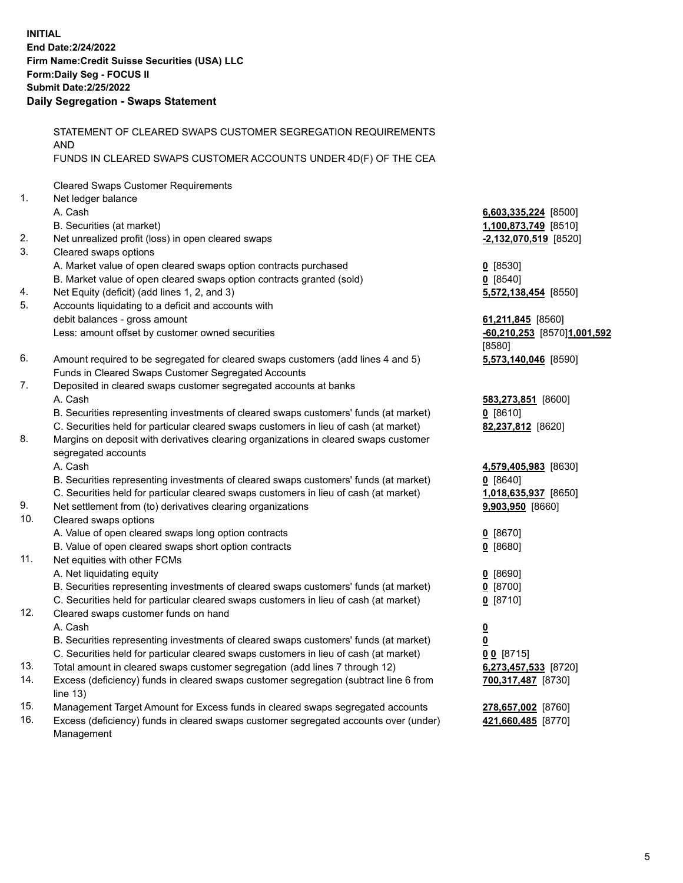**INITIAL**
**End Date:2/24/2022**
**Firm Name:Credit Suisse Securities (USA) LLC**
**Form:Daily Seg - FOCUS II**
**Submit Date:2/25/2022**
**Daily Segregation - Swaps Statement**

STATEMENT OF CLEARED SWAPS CUSTOMER SEGREGATION REQUIREMENTS AND
FUNDS IN CLEARED SWAPS CUSTOMER ACCOUNTS UNDER 4D(F) OF THE CEA

| | | |
|---|---|---|
| | Cleared Swaps Customer Requirements | |
| 1. | Net ledger balance | |
| | A. Cash | **6,603,335,224** [8500] |
| | B. Securities (at market) | **1,100,873,749** [8510] |
| 2. | Net unrealized profit (loss) in open cleared swaps | **-2,132,070,519** [8520] |
| 3. | Cleared swaps options | |
| | A. Market value of open cleared swaps option contracts purchased | **0** [8530] |
| | B. Market value of open cleared swaps option contracts granted (sold) | **0** [8540] |
| 4. | Net Equity (deficit) (add lines 1, 2, and 3) | **5,572,138,454** [8550] |
| 5. | Accounts liquidating to a deficit and accounts with debit balances - gross amount | **61,211,845** [8560] |
| | Less: amount offset by customer owned securities | **-60,210,253** [8570]**1,001,592** [8580] |
| 6. | Amount required to be segregated for cleared swaps customers (add lines 4 and 5) | **5,573,140,046** [8590] |
| | Funds in Cleared Swaps Customer Segregated Accounts | |
| 7. | Deposited in cleared swaps customer segregated accounts at banks | |
| | A. Cash | **583,273,851** [8600] |
| | B. Securities representing investments of cleared swaps customers' funds (at market) | **0** [8610] |
| | C. Securities held for particular cleared swaps customers in lieu of cash (at market) | **82,237,812** [8620] |
| 8. | Margins on deposit with derivatives clearing organizations in cleared swaps customer segregated accounts | |
| | A. Cash | **4,579,405,983** [8630] |
| | B. Securities representing investments of cleared swaps customers' funds (at market) | **0** [8640] |
| | C. Securities held for particular cleared swaps customers in lieu of cash (at market) | **1,018,635,937** [8650] |
| 9. | Net settlement from (to) derivatives clearing organizations | **9,903,950** [8660] |
| 10. | Cleared swaps options | |
| | A. Value of open cleared swaps long option contracts | **0** [8670] |
| | B. Value of open cleared swaps short option contracts | **0** [8680] |
| 11. | Net equities with other FCMs | |
| | A. Net liquidating equity | **0** [8690] |
| | B. Securities representing investments of cleared swaps customers' funds (at market) | **0** [8700] |
| | C. Securities held for particular cleared swaps customers in lieu of cash (at market) | **0** [8710] |
| 12. | Cleared swaps customer funds on hand | |
| | A. Cash | **0** |
| | B. Securities representing investments of cleared swaps customers' funds (at market) | **0** |
| | C. Securities held for particular cleared swaps customers in lieu of cash (at market) | **0** **0** [8715] |
| 13. | Total amount in cleared swaps customer segregation (add lines 7 through 12) | **6,273,457,533** [8720] |
| 14. | Excess (deficiency) funds in cleared swaps customer segregation (subtract line 6 from line 13) | **700,317,487** [8730] |
| 15. | Management Target Amount for Excess funds in cleared swaps segregated accounts | **278,657,002** [8760] |
| 16. | Excess (deficiency) funds in cleared swaps customer segregated accounts over (under) Management | **421,660,485** [8770] |